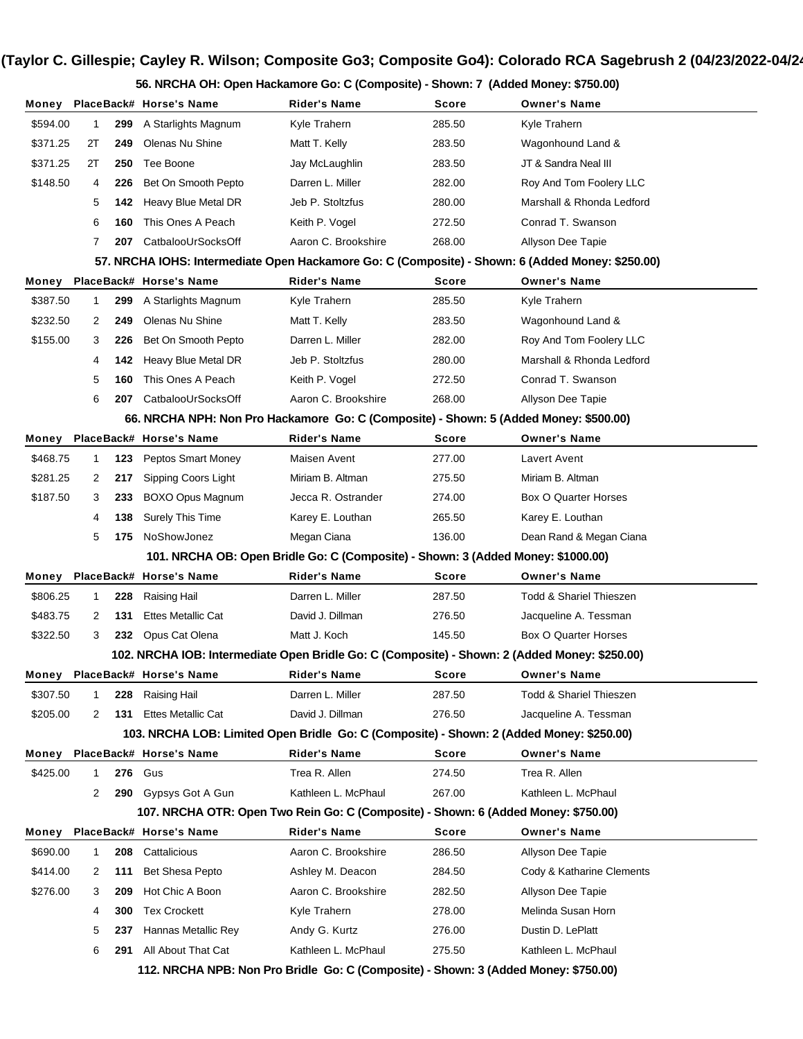# (Taylor C. Gillespie; Cayley R. Wilson; Composite Go3; Composite Go4): Colorado RCA Sagebrush 2 (04/23/2022-04/24

### 56. NRCHA OH: Open Hackamore Go: C (Composite) - Shown: 7 (Added Money: $750.00)

| Money | Place | Back# | Horse's Name | Rider's Name | Score | Owner's Name |
|---|---|---|---|---|---|---|
| $594.00 | 1 | 299 | A Starlights Magnum | Kyle Trahern | 285.50 | Kyle Trahern |
| $371.25 | 2T | 249 | Olenas Nu Shine | Matt T. Kelly | 283.50 | Wagonhound Land & |
| $371.25 | 2T | 250 | Tee Boone | Jay McLaughlin | 283.50 | JT & Sandra Neal III |
| $148.50 | 4 | 226 | Bet On Smooth Pepto | Darren L. Miller | 282.00 | Roy And Tom Foolery LLC |
| | 5 | 142 | Heavy Blue Metal DR | Jeb P. Stoltzfus | 280.00 | Marshall & Rhonda Ledford |
| | 6 | 160 | This Ones A Peach | Keith P. Vogel | 272.50 | Conrad T. Swanson |
| | 7 | 207 | CatbalooUrSocksOff | Aaron C. Brookshire | 268.00 | Allyson Dee Tapie |

### 57. NRCHA IOHS: Intermediate Open Hackamore Go: C (Composite) - Shown: 6 (Added Money: $250.00)

| Money | Place | Back# | Horse's Name | Rider's Name | Score | Owner's Name |
|---|---|---|---|---|---|---|
| $387.50 | 1 | 299 | A Starlights Magnum | Kyle Trahern | 285.50 | Kyle Trahern |
| $232.50 | 2 | 249 | Olenas Nu Shine | Matt T. Kelly | 283.50 | Wagonhound Land & |
| $155.00 | 3 | 226 | Bet On Smooth Pepto | Darren L. Miller | 282.00 | Roy And Tom Foolery LLC |
| | 4 | 142 | Heavy Blue Metal DR | Jeb P. Stoltzfus | 280.00 | Marshall & Rhonda Ledford |
| | 5 | 160 | This Ones A Peach | Keith P. Vogel | 272.50 | Conrad T. Swanson |
| | 6 | 207 | CatbalooUrSocksOff | Aaron C. Brookshire | 268.00 | Allyson Dee Tapie |

### 66. NRCHA NPH: Non Pro Hackamore Go: C (Composite) - Shown: 5 (Added Money: $500.00)

| Money | Place | Back# | Horse's Name | Rider's Name | Score | Owner's Name |
|---|---|---|---|---|---|---|
| $468.75 | 1 | 123 | Peptos Smart Money | Maisen Avent | 277.00 | Lavert Avent |
| $281.25 | 2 | 217 | Sipping Coors Light | Miriam B. Altman | 275.50 | Miriam B. Altman |
| $187.50 | 3 | 233 | BOXO Opus Magnum | Jecca R. Ostrander | 274.00 | Box O Quarter Horses |
| | 4 | 138 | Surely This Time | Karey E. Louthan | 265.50 | Karey E. Louthan |
| | 5 | 175 | NoShowJonez | Megan Ciana | 136.00 | Dean Rand & Megan Ciana |

### 101. NRCHA OB: Open Bridle Go: C (Composite) - Shown: 3 (Added Money: $1000.00)

| Money | Place | Back# | Horse's Name | Rider's Name | Score | Owner's Name |
|---|---|---|---|---|---|---|
| $806.25 | 1 | 228 | Raising Hail | Darren L. Miller | 287.50 | Todd & Shariel Thieszen |
| $483.75 | 2 | 131 | Ettes Metallic Cat | David J. Dillman | 276.50 | Jacqueline A. Tessman |
| $322.50 | 3 | 232 | Opus Cat Olena | Matt J. Koch | 145.50 | Box O Quarter Horses |

### 102. NRCHA IOB: Intermediate Open Bridle Go: C (Composite) - Shown: 2 (Added Money: $250.00)

| Money | Place | Back# | Horse's Name | Rider's Name | Score | Owner's Name |
|---|---|---|---|---|---|---|
| $307.50 | 1 | 228 | Raising Hail | Darren L. Miller | 287.50 | Todd & Shariel Thieszen |
| $205.00 | 2 | 131 | Ettes Metallic Cat | David J. Dillman | 276.50 | Jacqueline A. Tessman |

### 103. NRCHA LOB: Limited Open Bridle Go: C (Composite) - Shown: 2 (Added Money: $250.00)

| Money | Place | Back# | Horse's Name | Rider's Name | Score | Owner's Name |
|---|---|---|---|---|---|---|
| $425.00 | 1 | 276 | Gus | Trea R. Allen | 274.50 | Trea R. Allen |
| | 2 | 290 | Gypsys Got A Gun | Kathleen L. McPhaul | 267.00 | Kathleen L. McPhaul |

### 107. NRCHA OTR: Open Two Rein Go: C (Composite) - Shown: 6 (Added Money: $750.00)

| Money | Place | Back# | Horse's Name | Rider's Name | Score | Owner's Name |
|---|---|---|---|---|---|---|
| $690.00 | 1 | 208 | Cattalicious | Aaron C. Brookshire | 286.50 | Allyson Dee Tapie |
| $414.00 | 2 | 111 | Bet Shesa Pepto | Ashley M. Deacon | 284.50 | Cody & Katharine Clements |
| $276.00 | 3 | 209 | Hot Chic A Boon | Aaron C. Brookshire | 282.50 | Allyson Dee Tapie |
| | 4 | 300 | Tex Crockett | Kyle Trahern | 278.00 | Melinda Susan Horn |
| | 5 | 237 | Hannas Metallic Rey | Andy G. Kurtz | 276.00 | Dustin D. LePlatt |
| | 6 | 291 | All About That Cat | Kathleen L. McPhaul | 275.50 | Kathleen L. McPhaul |

### 112. NRCHA NPB: Non Pro Bridle Go: C (Composite) - Shown: 3 (Added Money: $750.00)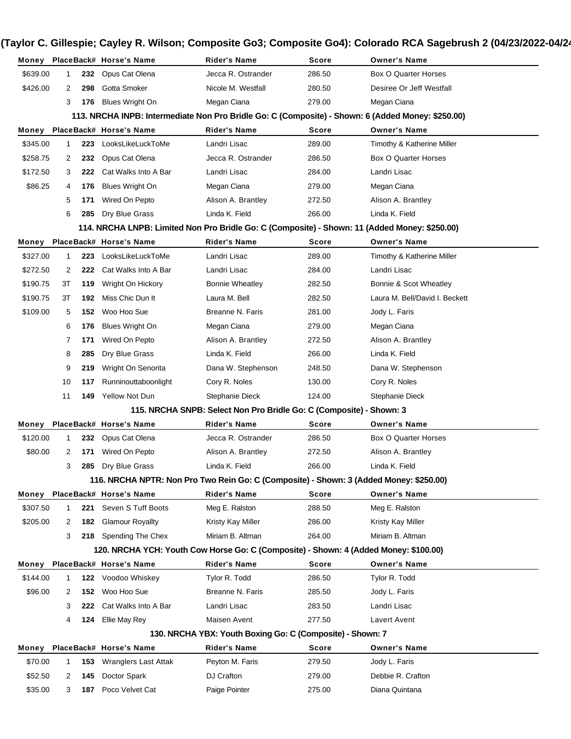# (Taylor C. Gillespie; Cayley R. Wilson; Composite Go3; Composite Go4): Colorado RCA Sagebrush 2 (04/23/2022-04/24

| Money | Place | Back# | Horse's Name | Rider's Name | Score | Owner's Name |
|---|---|---|---|---|---|---|
| $639.00 | 1 | 232 | Opus Cat Olena | Jecca R. Ostrander | 286.50 | Box O Quarter Horses |
| $426.00 | 2 | 298 | Gotta Smoker | Nicole M. Westfall | 280.50 | Desiree Or Jeff Westfall |
| | 3 | 176 | Blues Wright On | Megan Ciana | 279.00 | Megan Ciana |

### 113. NRCHA INPB: Intermediate Non Pro Bridle Go: C (Composite) - Shown: 6 (Added Money: $250.00)

| Money | Place | Back# | Horse's Name | Rider's Name | Score | Owner's Name |
|---|---|---|---|---|---|---|
| $345.00 | 1 | 223 | LooksLikeLuckToMe | Landri Lisac | 289.00 | Timothy & Katherine Miller |
| $258.75 | 2 | 232 | Opus Cat Olena | Jecca R. Ostrander | 286.50 | Box O Quarter Horses |
| $172.50 | 3 | 222 | Cat Walks Into A Bar | Landri Lisac | 284.00 | Landri Lisac |
| $86.25 | 4 | 176 | Blues Wright On | Megan Ciana | 279.00 | Megan Ciana |
| | 5 | 171 | Wired On Pepto | Alison A. Brantley | 272.50 | Alison A. Brantley |
| | 6 | 285 | Dry Blue Grass | Linda K. Field | 266.00 | Linda K. Field |

### 114. NRCHA LNPB: Limited Non Pro Bridle Go: C (Composite) - Shown: 11 (Added Money: $250.00)

| Money | Place | Back# | Horse's Name | Rider's Name | Score | Owner's Name |
|---|---|---|---|---|---|---|
| $327.00 | 1 | 223 | LooksLikeLuckToMe | Landri Lisac | 289.00 | Timothy & Katherine Miller |
| $272.50 | 2 | 222 | Cat Walks Into A Bar | Landri Lisac | 284.00 | Landri Lisac |
| $190.75 | 3T | 119 | Wright On Hickory | Bonnie Wheatley | 282.50 | Bonnie & Scot Wheatley |
| $190.75 | 3T | 192 | Miss Chic Dun It | Laura M. Bell | 282.50 | Laura M. Bell/David I. Beckett |
| $109.00 | 5 | 152 | Woo Hoo Sue | Breanne N. Faris | 281.00 | Jody L. Faris |
| | 6 | 176 | Blues Wright On | Megan Ciana | 279.00 | Megan Ciana |
| | 7 | 171 | Wired On Pepto | Alison A. Brantley | 272.50 | Alison A. Brantley |
| | 8 | 285 | Dry Blue Grass | Linda K. Field | 266.00 | Linda K. Field |
| | 9 | 219 | Wright On Senorita | Dana W. Stephenson | 248.50 | Dana W. Stephenson |
| | 10 | 117 | Runninouttaboonlight | Cory R. Noles | 130.00 | Cory R. Noles |
| | 11 | 149 | Yellow Not Dun | Stephanie Dieck | 124.00 | Stephanie Dieck |

### 115. NRCHA SNPB: Select Non Pro Bridle Go: C (Composite) - Shown: 3

| Money | Place | Back# | Horse's Name | Rider's Name | Score | Owner's Name |
|---|---|---|---|---|---|---|
| $120.00 | 1 | 232 | Opus Cat Olena | Jecca R. Ostrander | 286.50 | Box O Quarter Horses |
| $80.00 | 2 | 171 | Wired On Pepto | Alison A. Brantley | 272.50 | Alison A. Brantley |
| | 3 | 285 | Dry Blue Grass | Linda K. Field | 266.00 | Linda K. Field |

### 116. NRCHA NPTR: Non Pro Two Rein Go: C (Composite) - Shown: 3 (Added Money: $250.00)

| Money | Place | Back# | Horse's Name | Rider's Name | Score | Owner's Name |
|---|---|---|---|---|---|---|
| $307.50 | 1 | 221 | Seven S Tuff Boots | Meg E. Ralston | 288.50 | Meg E. Ralston |
| $205.00 | 2 | 182 | Glamour Royallty | Kristy Kay Miller | 286.00 | Kristy Kay Miller |
| | 3 | 218 | Spending The Chex | Miriam B. Altman | 264.00 | Miriam B. Altman |

### 120. NRCHA YCH: Youth Cow Horse Go: C (Composite) - Shown: 4 (Added Money: $100.00)

| Money | Place | Back# | Horse's Name | Rider's Name | Score | Owner's Name |
|---|---|---|---|---|---|---|
| $144.00 | 1 | 122 | Voodoo Whiskey | Tylor R. Todd | 286.50 | Tylor R. Todd |
| $96.00 | 2 | 152 | Woo Hoo Sue | Breanne N. Faris | 285.50 | Jody L. Faris |
| | 3 | 222 | Cat Walks Into A Bar | Landri Lisac | 283.50 | Landri Lisac |
| | 4 | 124 | Ellie May Rey | Maisen Avent | 277.50 | Lavert Avent |

### 130. NRCHA YBX: Youth Boxing Go: C (Composite) - Shown: 7

| Money | Place | Back# | Horse's Name | Rider's Name | Score | Owner's Name |
|---|---|---|---|---|---|---|
| $70.00 | 1 | 153 | Wranglers Last Attak | Peyton M. Faris | 279.50 | Jody L. Faris |
| $52.50 | 2 | 145 | Doctor Spark | DJ Crafton | 279.00 | Debbie R. Crafton |
| $35.00 | 3 | 187 | Poco Velvet Cat | Paige Pointer | 275.00 | Diana Quintana |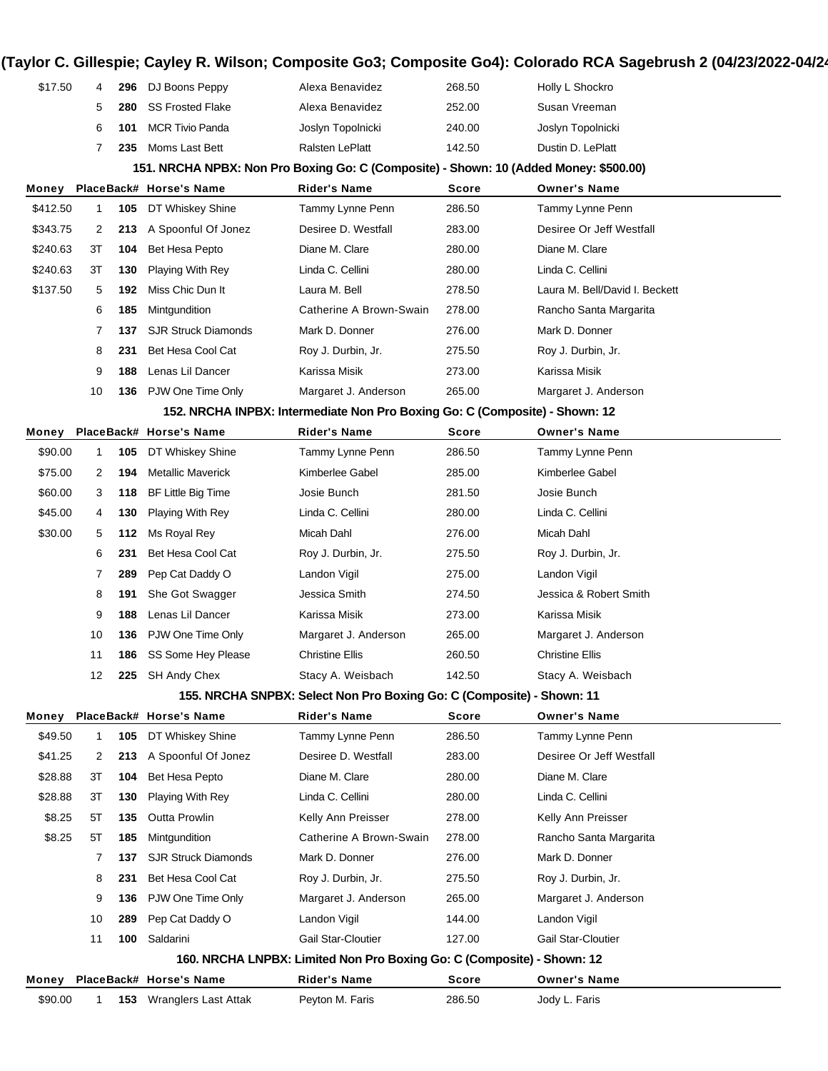| Money | Place | Back# | Horse's Name | Rider's Name | Score | Owner's Name |
|---|---|---|---|---|---|---|
| $17.50 | 4 | 296 | DJ Boons Peppy | Alexa Benavidez | 268.50 | Holly L Shockro |
| | 5 | 280 | SS Frosted Flake | Alexa Benavidez | 252.00 | Susan Vreeman |
| | 6 | 101 | MCR Tivio Panda | Joslyn Topolnicki | 240.00 | Joslyn Topolnicki |
| | 7 | 235 | Moms Last Bett | Ralsten LePlatt | 142.50 | Dustin D. LePlatt |

### 151. NRCHA NPBX: Non Pro Boxing Go: C (Composite) - Shown: 10 (Added Money: $500.00)

| Money | Place | Back# | Horse's Name | Rider's Name | Score | Owner's Name |
|---|---|---|---|---|---|---|
| $412.50 | 1 | 105 | DT Whiskey Shine | Tammy Lynne Penn | 286.50 | Tammy Lynne Penn |
| $343.75 | 2 | 213 | A Spoonful Of Jonez | Desiree D. Westfall | 283.00 | Desiree Or Jeff Westfall |
| $240.63 | 3T | 104 | Bet Hesa Pepto | Diane M. Clare | 280.00 | Diane M. Clare |
| $240.63 | 3T | 130 | Playing With Rey | Linda C. Cellini | 280.00 | Linda C. Cellini |
| $137.50 | 5 | 192 | Miss Chic Dun It | Laura M. Bell | 278.50 | Laura M. Bell/David I. Beckett |
| | 6 | 185 | Mintgundition | Catherine A Brown-Swain | 278.00 | Rancho Santa Margarita |
| | 7 | 137 | SJR Struck Diamonds | Mark D. Donner | 276.00 | Mark D. Donner |
| | 8 | 231 | Bet Hesa Cool Cat | Roy J. Durbin, Jr. | 275.50 | Roy J. Durbin, Jr. |
| | 9 | 188 | Lenas Lil Dancer | Karissa Misik | 273.00 | Karissa Misik |
| | 10 | 136 | PJW One Time Only | Margaret J. Anderson | 265.00 | Margaret J. Anderson |

### 152. NRCHA INPBX: Intermediate Non Pro Boxing Go: C (Composite) - Shown: 12

| Money | Place | Back# | Horse's Name | Rider's Name | Score | Owner's Name |
|---|---|---|---|---|---|---|
| $90.00 | 1 | 105 | DT Whiskey Shine | Tammy Lynne Penn | 286.50 | Tammy Lynne Penn |
| $75.00 | 2 | 194 | Metallic Maverick | Kimberlee Gabel | 285.00 | Kimberlee Gabel |
| $60.00 | 3 | 118 | BF Little Big Time | Josie Bunch | 281.50 | Josie Bunch |
| $45.00 | 4 | 130 | Playing With Rey | Linda C. Cellini | 280.00 | Linda C. Cellini |
| $30.00 | 5 | 112 | Ms Royal Rey | Micah Dahl | 276.00 | Micah Dahl |
| | 6 | 231 | Bet Hesa Cool Cat | Roy J. Durbin, Jr. | 275.50 | Roy J. Durbin, Jr. |
| | 7 | 289 | Pep Cat Daddy O | Landon Vigil | 275.00 | Landon Vigil |
| | 8 | 191 | She Got Swagger | Jessica Smith | 274.50 | Jessica & Robert Smith |
| | 9 | 188 | Lenas Lil Dancer | Karissa Misik | 273.00 | Karissa Misik |
| | 10 | 136 | PJW One Time Only | Margaret J. Anderson | 265.00 | Margaret J. Anderson |
| | 11 | 186 | SS Some Hey Please | Christine Ellis | 260.50 | Christine Ellis |
| | 12 | 225 | SH Andy Chex | Stacy A. Weisbach | 142.50 | Stacy A. Weisbach |

### 155. NRCHA SNPBX: Select Non Pro Boxing Go: C (Composite) - Shown: 11

| Money | Place | Back# | Horse's Name | Rider's Name | Score | Owner's Name |
|---|---|---|---|---|---|---|
| $49.50 | 1 | 105 | DT Whiskey Shine | Tammy Lynne Penn | 286.50 | Tammy Lynne Penn |
| $41.25 | 2 | 213 | A Spoonful Of Jonez | Desiree D. Westfall | 283.00 | Desiree Or Jeff Westfall |
| $28.88 | 3T | 104 | Bet Hesa Pepto | Diane M. Clare | 280.00 | Diane M. Clare |
| $28.88 | 3T | 130 | Playing With Rey | Linda C. Cellini | 280.00 | Linda C. Cellini |
| $8.25 | 5T | 135 | Outta Prowlin | Kelly Ann Preisser | 278.00 | Kelly Ann Preisser |
| $8.25 | 5T | 185 | Mintgundition | Catherine A Brown-Swain | 278.00 | Rancho Santa Margarita |
| | 7 | 137 | SJR Struck Diamonds | Mark D. Donner | 276.00 | Mark D. Donner |
| | 8 | 231 | Bet Hesa Cool Cat | Roy J. Durbin, Jr. | 275.50 | Roy J. Durbin, Jr. |
| | 9 | 136 | PJW One Time Only | Margaret J. Anderson | 265.00 | Margaret J. Anderson |
| | 10 | 289 | Pep Cat Daddy O | Landon Vigil | 144.00 | Landon Vigil |
| | 11 | 100 | Saldarini | Gail Star-Cloutier | 127.00 | Gail Star-Cloutier |

### 160. NRCHA LNPBX: Limited Non Pro Boxing Go: C (Composite) - Shown: 12

| Money | Place | Back# | Horse's Name | Rider's Name | Score | Owner's Name |
|---|---|---|---|---|---|---|
| $90.00 | 1 | 153 | Wranglers Last Attak | Peyton M. Faris | 286.50 | Jody L. Faris |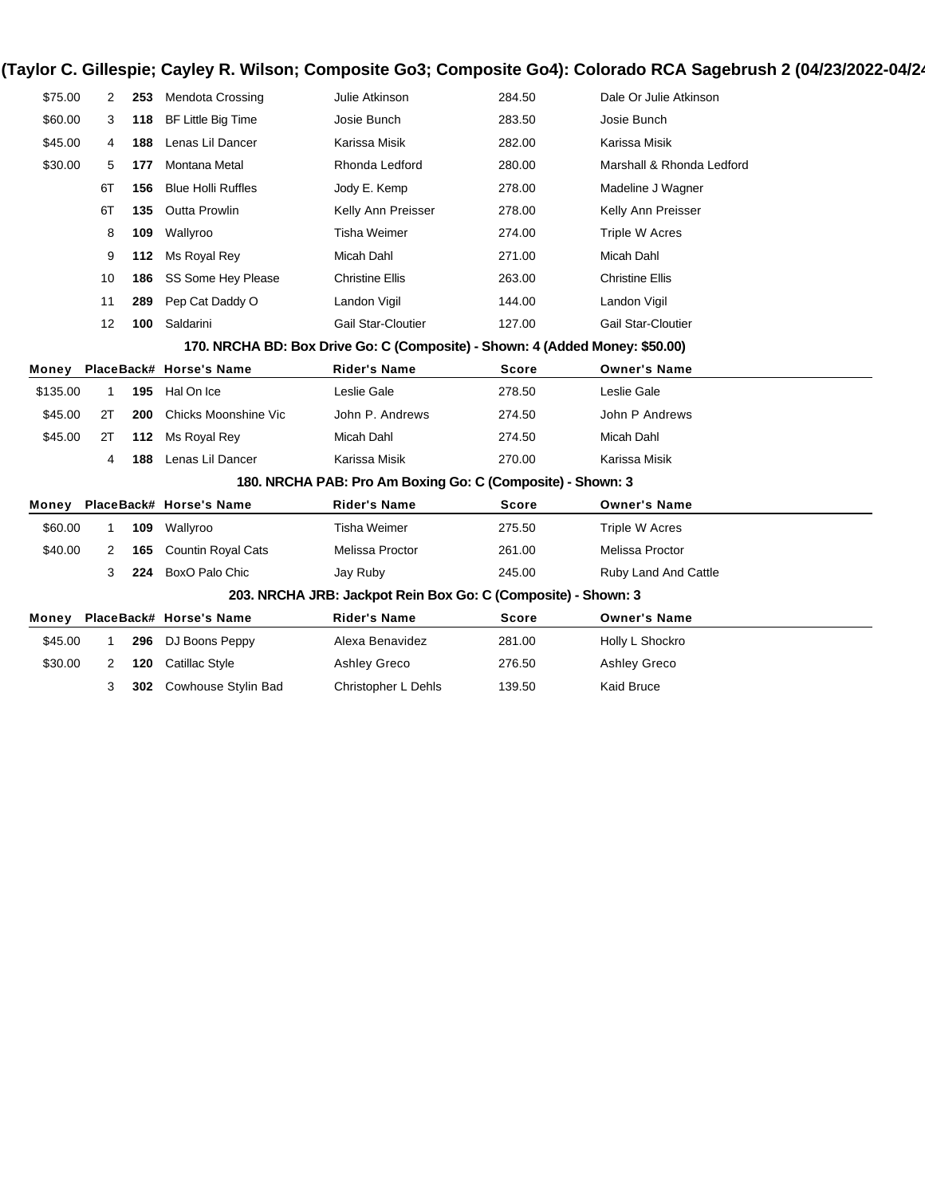| Money | Place | Back# | Horse's Name | Rider's Name | Score | Owner's Name |
|---|---|---|---|---|---|---|
| $75.00 | 2 | **253** | Mendota Crossing | Julie Atkinson | 284.50 | Dale Or Julie Atkinson |
| $60.00 | 3 | **118** | BF Little Big Time | Josie Bunch | 283.50 | Josie Bunch |
| $45.00 | 4 | **188** | Lenas Lil Dancer | Karissa Misik | 282.00 | Karissa Misik |
| $30.00 | 5 | **177** | Montana Metal | Rhonda Ledford | 280.00 | Marshall & Rhonda Ledford |
| | 6T | **156** | Blue Holli Ruffles | Jody E. Kemp | 278.00 | Madeline J Wagner |
| | 6T | **135** | Outta Prowlin | Kelly Ann Preisser | 278.00 | Kelly Ann Preisser |
| | 8 | **109** | Wallyroo | Tisha Weimer | 274.00 | Triple W Acres |
| | 9 | **112** | Ms Royal Rey | Micah Dahl | 271.00 | Micah Dahl |
| | 10 | **186** | SS Some Hey Please | Christine Ellis | 263.00 | Christine Ellis |
| | 11 | **289** | Pep Cat Daddy O | Landon Vigil | 144.00 | Landon Vigil |
| | 12 | **100** | Saldarini | Gail Star-Cloutier | 127.00 | Gail Star-Cloutier |

### 170. NRCHA BD: Box Drive Go: C (Composite) - Shown: 4 (Added Money: $50.00)

| Money | Place | Back# | Horse's Name | Rider's Name | Score | Owner's Name |
|---|---|---|---|---|---|---|
| $135.00 | 1 | **195** | Hal On Ice | Leslie Gale | 278.50 | Leslie Gale |
| $45.00 | 2T | **200** | Chicks Moonshine Vic | John P. Andrews | 274.50 | John P Andrews |
| $45.00 | 2T | **112** | Ms Royal Rey | Micah Dahl | 274.50 | Micah Dahl |
| | 4 | **188** | Lenas Lil Dancer | Karissa Misik | 270.00 | Karissa Misik |

### 180. NRCHA PAB: Pro Am Boxing Go: C (Composite) - Shown: 3

| Money | Place | Back# | Horse's Name | Rider's Name | Score | Owner's Name |
|---|---|---|---|---|---|---|
| $60.00 | 1 | **109** | Wallyroo | Tisha Weimer | 275.50 | Triple W Acres |
| $40.00 | 2 | **165** | Countin Royal Cats | Melissa Proctor | 261.00 | Melissa Proctor |
| | 3 | **224** | BoxO Palo Chic | Jay Ruby | 245.00 | Ruby Land And Cattle |

### 203. NRCHA JRB: Jackpot Rein Box Go: C (Composite) - Shown: 3

| Money | Place | Back# | Horse's Name | Rider's Name | Score | Owner's Name |
|---|---|---|---|---|---|---|
| $45.00 | 1 | **296** | DJ Boons Peppy | Alexa Benavidez | 281.00 | Holly L Shockro |
| $30.00 | 2 | **120** | Catillac Style | Ashley Greco | 276.50 | Ashley Greco |
| | 3 | **302** | Cowhouse Stylin Bad | Christopher L Dehls | 139.50 | Kaid Bruce |